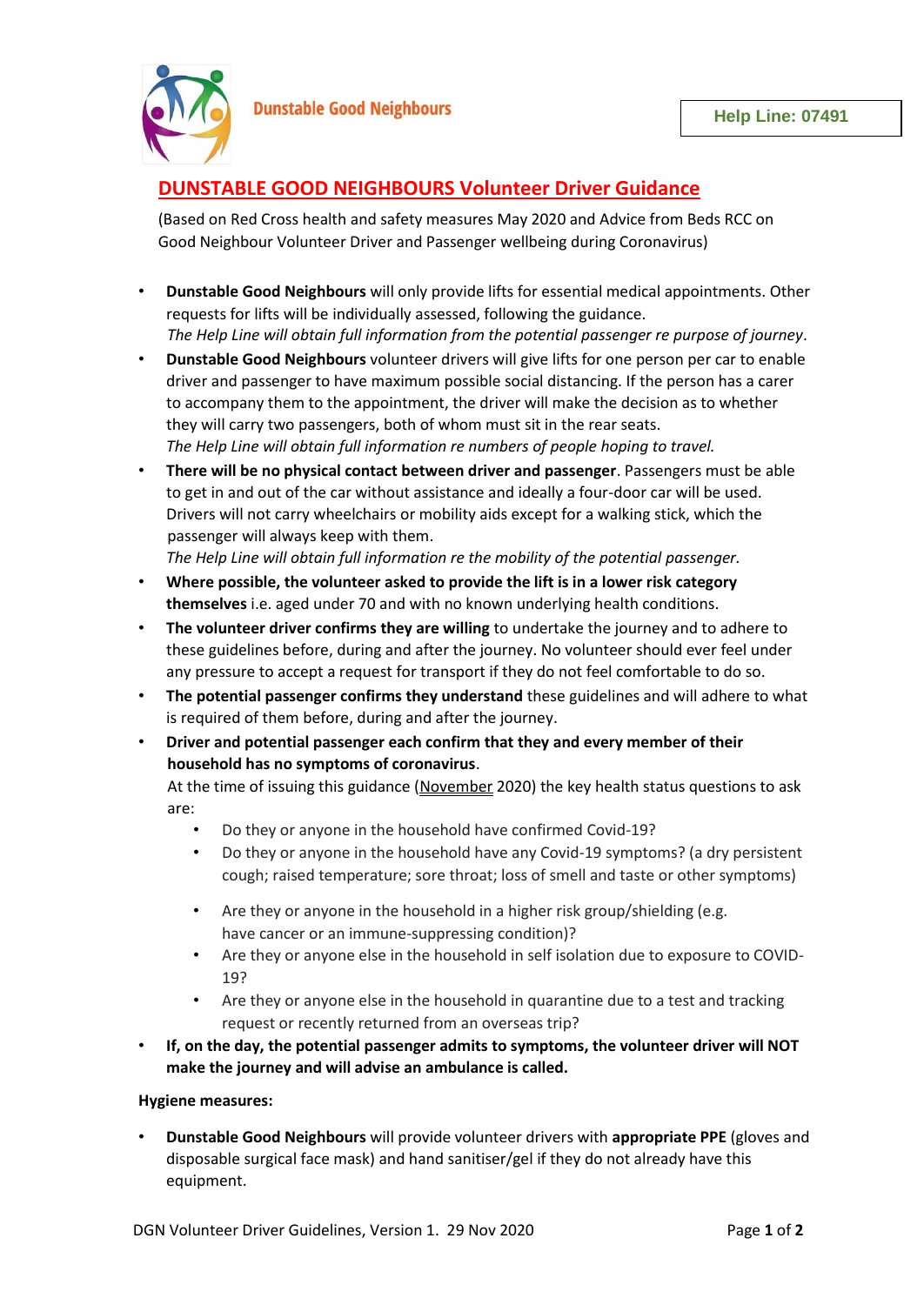Dunstable Good Neighbours

Help Line: 07491

# DUNSTABLE GOOD NEIGHBOURS Volunteer Driver Guidance

(Based on Red Cross health and safety measures May 2020 and Advice from Beds RCC on Good Neighbour Volunteer Driver and Passenger wellbeing during Coronavirus)

- **Dunstable Good Neighbours** will only provide lifts for essential medical appointments. Other requests for lifts will be individually assessed, following the guidance.
  *The Help Line will obtain full information from the potential passenger re purpose of journey*.
- **Dunstable Good Neighbours** volunteer drivers will give lifts for one person per car to enable driver and passenger to have maximum possible social distancing. If the person has a carer to accompany them to the appointment, the driver will make the decision as to whether they will carry two passengers, both of whom must sit in the rear seats.
  *The Help Line will obtain full information re numbers of people hoping to travel.*
- **There will be no physical contact between driver and passenger**. Passengers must be able to get in and out of the car without assistance and ideally a four-door car will be used. Drivers will not carry wheelchairs or mobility aids except for a walking stick, which the passenger will always keep with them.
  *The Help Line will obtain full information re the mobility of the potential passenger.*
- **Where possible, the volunteer asked to provide the lift is in a lower risk category themselves** i.e. aged under 70 and with no known underlying health conditions.
- **The volunteer driver confirms they are willing** to undertake the journey and to adhere to these guidelines before, during and after the journey. No volunteer should ever feel under any pressure to accept a request for transport if they do not feel comfortable to do so.
- **The potential passenger confirms they understand** these guidelines and will adhere to what is required of them before, during and after the journey.
- **Driver and potential passenger each confirm that they and every member of their household has no symptoms of coronavirus**.
  At the time of issuing this guidance (November 2020) the key health status questions to ask are:
  - Do they or anyone in the household have confirmed Covid-19?
  - Do they or anyone in the household have any Covid-19 symptoms? (a dry persistent cough; raised temperature; sore throat; loss of smell and taste or other symptoms)
  - Are they or anyone in the household in a higher risk group/shielding (e.g. have cancer or an immune-suppressing condition)?
  - Are they or anyone else in the household in self isolation due to exposure to COVID-19?
  - Are they or anyone else in the household in quarantine due to a test and tracking request or recently returned from an overseas trip?
- **If, on the day, the potential passenger admits to symptoms, the volunteer driver will NOT make the journey and will advise an ambulance is called.**

**Hygiene measures:**

- **Dunstable Good Neighbours** will provide volunteer drivers with **appropriate PPE** (gloves and disposable surgical face mask) and hand sanitiser/gel if they do not already have this equipment.

DGN Volunteer Driver Guidelines, Version 1. 29 Nov 2020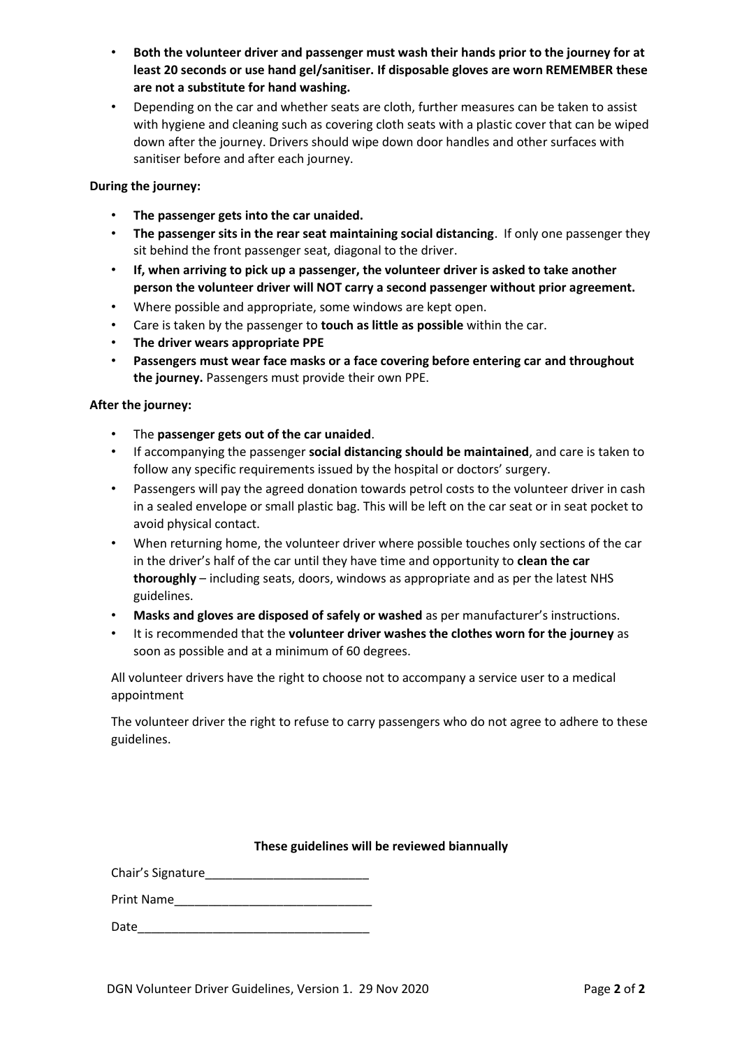- **Both the volunteer driver and passenger must wash their hands prior to the journey for at least 20 seconds or use hand gel/sanitiser. If disposable gloves are worn REMEMBER these are not a substitute for hand washing.**
- Depending on the car and whether seats are cloth, further measures can be taken to assist with hygiene and cleaning such as covering cloth seats with a plastic cover that can be wiped down after the journey. Drivers should wipe down door handles and other surfaces with sanitiser before and after each journey.

**During the journey:**

- **The passenger gets into the car unaided.**
- **The passenger sits in the rear seat maintaining social distancing**. If only one passenger they sit behind the front passenger seat, diagonal to the driver.
- **If, when arriving to pick up a passenger, the volunteer driver is asked to take another person the volunteer driver will NOT carry a second passenger without prior agreement.**
- Where possible and appropriate, some windows are kept open.
- Care is taken by the passenger to **touch as little as possible** within the car.
- **The driver wears appropriate PPE**
- **Passengers must wear face masks or a face covering before entering car and throughout the journey.** Passengers must provide their own PPE.

**After the journey:**

- The **passenger gets out of the car unaided**.
- If accompanying the passenger **social distancing should be maintained**, and care is taken to follow any specific requirements issued by the hospital or doctors' surgery.
- Passengers will pay the agreed donation towards petrol costs to the volunteer driver in cash in a sealed envelope or small plastic bag. This will be left on the car seat or in seat pocket to avoid physical contact.
- When returning home, the volunteer driver where possible touches only sections of the car in the driver's half of the car until they have time and opportunity to **clean the car thoroughly** – including seats, doors, windows as appropriate and as per the latest NHS guidelines.
- **Masks and gloves are disposed of safely or washed** as per manufacturer's instructions.
- It is recommended that the **volunteer driver washes the clothes worn for the journey** as soon as possible and at a minimum of 60 degrees.

All volunteer drivers have the right to choose not to accompany a service user to a medical appointment

The volunteer driver the right to refuse to carry passengers who do not agree to adhere to these guidelines.

**These guidelines will be reviewed biannually**

Chair's Signature________________________

Print Name____________________________

Date_________________________________

DGN Volunteer Driver Guidelines, Version 1. 29 Nov 2020